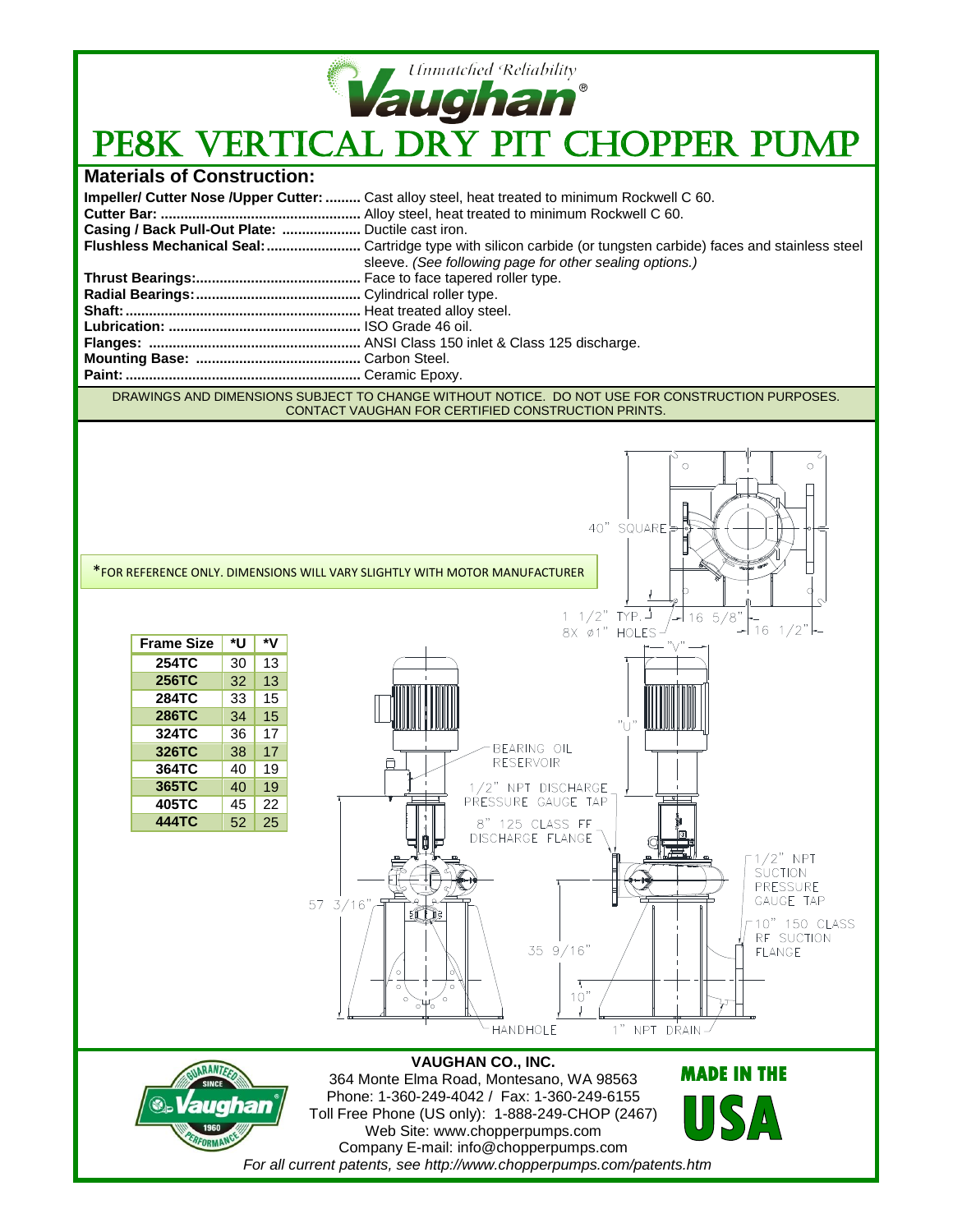*Unmatched Reliability*

**Vaughan®**

# PE8K VERTICAL DRY PIT CHOPPER PUMP

## Materials of Construction:

**Impeller/ Cutter Nose /Upper Cutter:** ......... Cast alloy steel, heat treated to minimum Rockwell C 60.
**Cutter Bar:** .................................................. Alloy steel, heat treated to minimum Rockwell C 60.
**Casing / Back Pull-Out Plate:** .................... Ductile cast iron.
**Flushless Mechanical Seal:**........................ Cartridge type with silicon carbide (or tungsten carbide) faces and stainless steel sleeve. *(See following page for other sealing options.)*
**Thrust Bearings:**.......................................... Face to face tapered roller type.
**Radial Bearings:**.......................................... Cylindrical roller type.
**Shaft:**........................................................... Heat treated alloy steel.
**Lubrication:** ................................................. ISO Grade 46 oil.
**Flanges:** ..................................................... ANSI Class 150 inlet & Class 125 discharge.
**Mounting Base:** .......................................... Carbon Steel.
**Paint:**............................................................ Ceramic Epoxy.

DRAWINGS AND DIMENSIONS SUBJECT TO CHANGE WITHOUT NOTICE. DO NOT USE FOR CONSTRUCTION PURPOSES. CONTACT VAUGHAN FOR CERTIFIED CONSTRUCTION PRINTS.

*FOR REFERENCE ONLY. DIMENSIONS WILL VARY SLIGHTLY WITH MOTOR MANUFACTURER

| Frame Size | *U | *V |
|---|---|---|
| 254TC | 30 | 13 |
| 256TC | 32 | 13 |
| 284TC | 33 | 15 |
| 286TC | 34 | 15 |
| 324TC | 36 | 17 |
| 326TC | 38 | 17 |
| 364TC | 40 | 19 |
| 365TC | 40 | 19 |
| 405TC | 45 | 22 |
| 444TC | 52 | 25 |

40" SQUARE
1 1/2" TYP.
8X ø1" HOLES
16 5/8"
16 1/2"
"V"
"U"
BEARING OIL RESERVOIR
1/2" NPT DISCHARGE PRESSURE GAUGE TAP
8" 125 CLASS FF DISCHARGE FLANGE
1/2" NPT SUCTION PRESSURE GAUGE TAP
10" 150 CLASS RF SUCTION FLANGE
57 3/16"
35 9/16"
10"
HANDHOLE
1" NPT DRAIN

**VAUGHAN CO., INC.**
364 Monte Elma Road, Montesano, WA 98563
Phone: 1-360-249-4042 / Fax: 1-360-249-6155
Toll Free Phone (US only): 1-888-249-CHOP (2467)
Web Site: www.chopperpumps.com
Company E-mail: info@chopperpumps.com
*For all current patents, see http://www.chopperpumps.com/patents.htm*

GUARANTEED SINCE 1960 PERFORMANCE — Vaughan

MADE IN THE USA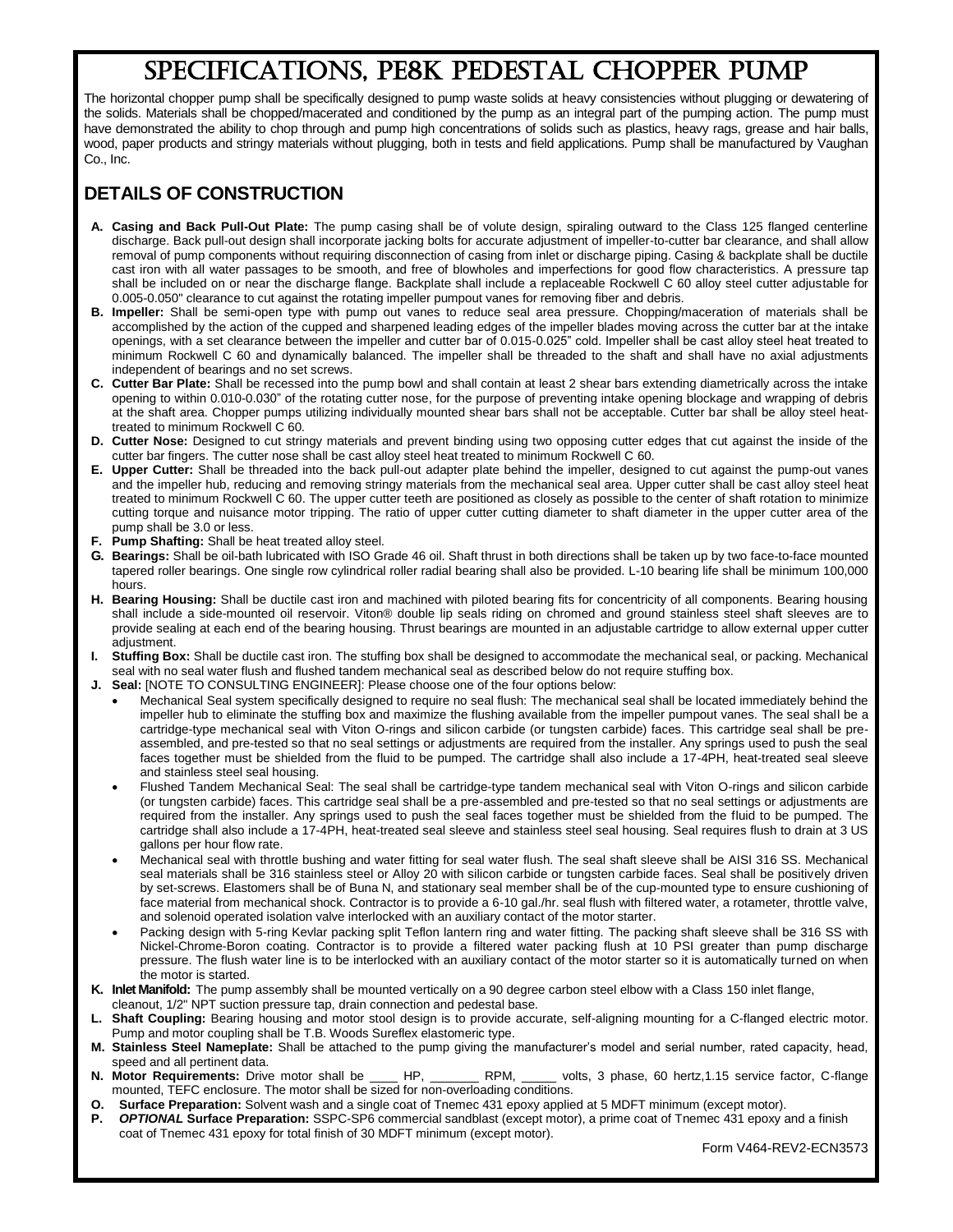// Specifications, PE8K Pedestal Chopper Pump

# SPECIFICATIONS, PE8K PEDESTAL CHOPPER PUMP

The horizontal chopper pump shall be specifically designed to pump waste solids at heavy consistencies without plugging or dewatering of the solids. Materials shall be chopped/macerated and conditioned by the pump as an integral part of the pumping action. The pump must have demonstrated the ability to chop through and pump high concentrations of solids such as plastics, heavy rags, grease and hair balls, wood, paper products and stringy materials without plugging, both in tests and field applications. Pump shall be manufactured by Vaughan Co., Inc.

## DETAILS OF CONSTRUCTION

**A. Casing and Back Pull-Out Plate:** The pump casing shall be of volute design, spiraling outward to the Class 125 flanged centerline discharge. Back pull-out design shall incorporate jacking bolts for accurate adjustment of impeller-to-cutter bar clearance, and shall allow removal of pump components without requiring disconnection of casing from inlet or discharge piping. Casing & backplate shall be ductile cast iron with all water passages to be smooth, and free of blowholes and imperfections for good flow characteristics. A pressure tap shall be included on or near the discharge flange. Backplate shall include a replaceable Rockwell C 60 alloy steel cutter adjustable for 0.005-0.050" clearance to cut against the rotating impeller pumpout vanes for removing fiber and debris.

**B. Impeller:** Shall be semi-open type with pump out vanes to reduce seal area pressure. Chopping/maceration of materials shall be accomplished by the action of the cupped and sharpened leading edges of the impeller blades moving across the cutter bar at the intake openings, with a set clearance between the impeller and cutter bar of 0.015-0.025" cold. Impeller shall be cast alloy steel heat treated to minimum Rockwell C 60 and dynamically balanced. The impeller shall be threaded to the shaft and shall have no axial adjustments independent of bearings and no set screws.

**C. Cutter Bar Plate:** Shall be recessed into the pump bowl and shall contain at least 2 shear bars extending diametrically across the intake opening to within 0.010-0.030" of the rotating cutter nose, for the purpose of preventing intake opening blockage and wrapping of debris at the shaft area. Chopper pumps utilizing individually mounted shear bars shall not be acceptable. Cutter bar shall be alloy steel heat-treated to minimum Rockwell C 60.

**D. Cutter Nose:** Designed to cut stringy materials and prevent binding using two opposing cutter edges that cut against the inside of the cutter bar fingers. The cutter nose shall be cast alloy steel heat treated to minimum Rockwell C 60.

**E. Upper Cutter:** Shall be threaded into the back pull-out adapter plate behind the impeller, designed to cut against the pump-out vanes and the impeller hub, reducing and removing stringy materials from the mechanical seal area. Upper cutter shall be cast alloy steel heat treated to minimum Rockwell C 60. The upper cutter teeth are positioned as closely as possible to the center of shaft rotation to minimize cutting torque and nuisance motor tripping. The ratio of upper cutter cutting diameter to shaft diameter in the upper cutter area of the pump shall be 3.0 or less.

**F. Pump Shafting:** Shall be heat treated alloy steel.

**G. Bearings:** Shall be oil-bath lubricated with ISO Grade 46 oil. Shaft thrust in both directions shall be taken up by two face-to-face mounted tapered roller bearings. One single row cylindrical roller radial bearing shall also be provided. L-10 bearing life shall be minimum 100,000 hours.

**H. Bearing Housing:** Shall be ductile cast iron and machined with piloted bearing fits for concentricity of all components. Bearing housing shall include a side-mounted oil reservoir. Viton® double lip seals riding on chromed and ground stainless steel shaft sleeves are to provide sealing at each end of the bearing housing. Thrust bearings are mounted in an adjustable cartridge to allow external upper cutter adjustment.

**I. Stuffing Box:** Shall be ductile cast iron. The stuffing box shall be designed to accommodate the mechanical seal, or packing. Mechanical seal with no seal water flush and flushed tandem mechanical seal as described below do not require stuffing box.

**J. Seal:** [NOTE TO CONSULTING ENGINEER]: Please choose one of the four options below:

- Mechanical Seal system specifically designed to require no seal flush: The mechanical seal shall be located immediately behind the impeller hub to eliminate the stuffing box and maximize the flushing available from the impeller pumpout vanes. The seal shall be a cartridge-type mechanical seal with Viton O-rings and silicon carbide (or tungsten carbide) faces. This cartridge seal shall be pre-assembled, and pre-tested so that no seal settings or adjustments are required from the installer. Any springs used to push the seal faces together must be shielded from the fluid to be pumped. The cartridge shall also include a 17-4PH, heat-treated seal sleeve and stainless steel seal housing.
- Flushed Tandem Mechanical Seal: The seal shall be cartridge-type tandem mechanical seal with Viton O-rings and silicon carbide (or tungsten carbide) faces. This cartridge seal shall be a pre-assembled and pre-tested so that no seal settings or adjustments are required from the installer. Any springs used to push the seal faces together must be shielded from the fluid to be pumped. The cartridge shall also include a 17-4PH, heat-treated seal sleeve and stainless steel seal housing. Seal requires flush to drain at 3 US gallons per hour flow rate.
- Mechanical seal with throttle bushing and water fitting for seal water flush. The seal shaft sleeve shall be AISI 316 SS. Mechanical seal materials shall be 316 stainless steel or Alloy 20 with silicon carbide or tungsten carbide faces. Seal shall be positively driven by set-screws. Elastomers shall be of Buna N, and stationary seal member shall be of the cup-mounted type to ensure cushioning of face material from mechanical shock. Contractor is to provide a 6-10 gal./hr. seal flush with filtered water, a rotameter, throttle valve, and solenoid operated isolation valve interlocked with an auxiliary contact of the motor starter.
- Packing design with 5-ring Kevlar packing split Teflon lantern ring and water fitting. The packing shaft sleeve shall be 316 SS with Nickel-Chrome-Boron coating. Contractor is to provide a filtered water packing flush at 10 PSI greater than pump discharge pressure. The flush water line is to be interlocked with an auxiliary contact of the motor starter so it is automatically turned on when the motor is started.

**K. Inlet Manifold:** The pump assembly shall be mounted vertically on a 90 degree carbon steel elbow with a Class 150 inlet flange, cleanout, 1/2" NPT suction pressure tap, drain connection and pedestal base.

**L. Shaft Coupling:** Bearing housing and motor stool design is to provide accurate, self-aligning mounting for a C-flanged electric motor. Pump and motor coupling shall be T.B. Woods Sureflex elastomeric type.

**M. Stainless Steel Nameplate:** Shall be attached to the pump giving the manufacturer's model and serial number, rated capacity, head, speed and all pertinent data.

**N. Motor Requirements:** Drive motor shall be ____ HP, _______ RPM, _____ volts, 3 phase, 60 hertz,1.15 service factor, C-flange mounted, TEFC enclosure. The motor shall be sized for non-overloading conditions.

**O. Surface Preparation:** Solvent wash and a single coat of Tnemec 431 epoxy applied at 5 MDFT minimum (except motor).

**P. *OPTIONAL* Surface Preparation:** SSPC-SP6 commercial sandblast (except motor), a prime coat of Tnemec 431 epoxy and a finish coat of Tnemec 431 epoxy for total finish of 30 MDFT minimum (except motor).

Form V464-REV2-ECN3573